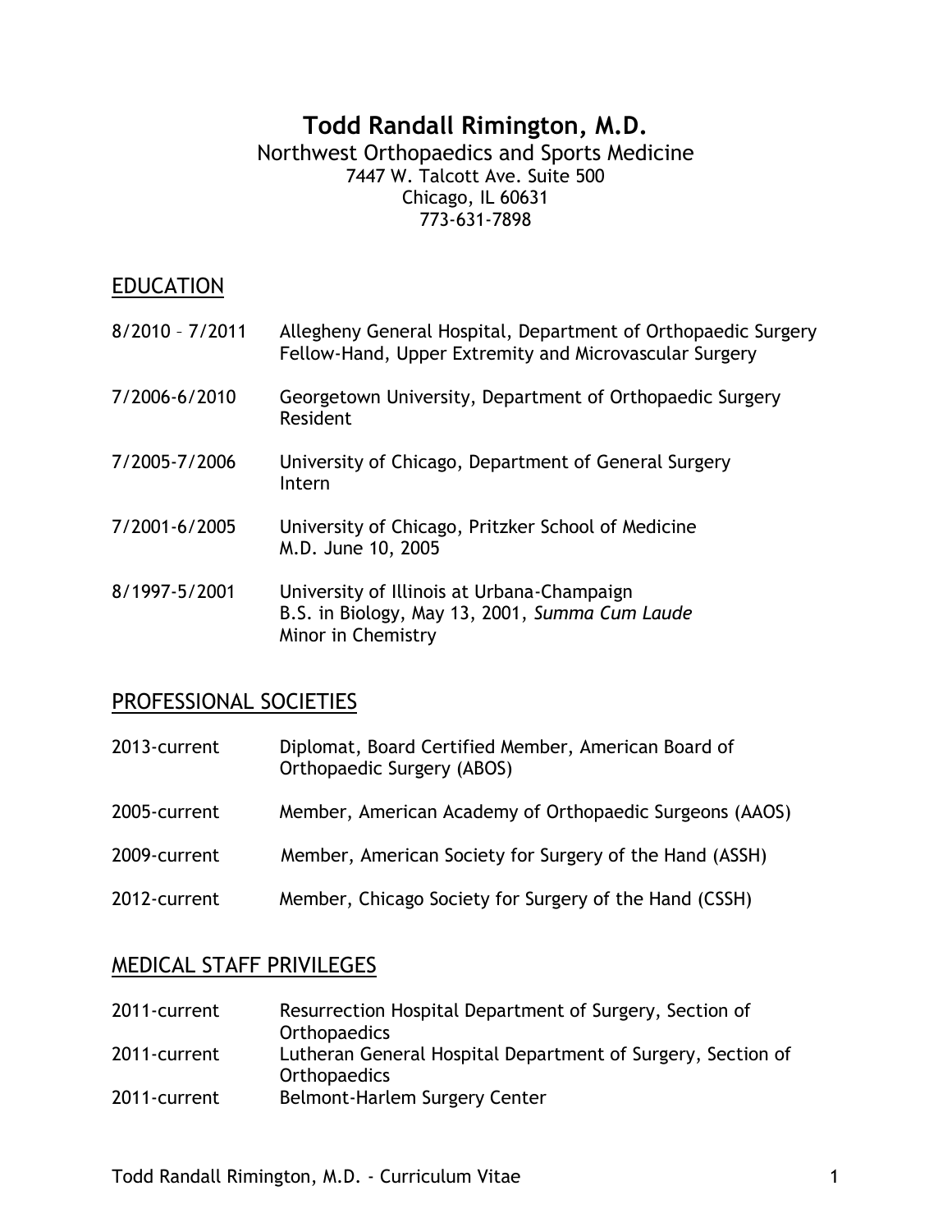# Todd Randall Rimington, M.D.

Northwest Orthopaedics and Sports Medicine
7447 W. Talcott Ave. Suite 500
Chicago, IL 60631
773-631-7898

## EDUCATION

| | |
|---|---|
| 8/2010 – 7/2011 | Allegheny General Hospital, Department of Orthopaedic Surgery<br>Fellow-Hand, Upper Extremity and Microvascular Surgery |
| 7/2006-6/2010 | Georgetown University, Department of Orthopaedic Surgery<br>Resident |
| 7/2005-7/2006 | University of Chicago, Department of General Surgery<br>Intern |
| 7/2001-6/2005 | University of Chicago, Pritzker School of Medicine<br>M.D. June 10, 2005 |
| 8/1997-5/2001 | University of Illinois at Urbana-Champaign<br>B.S. in Biology, May 13, 2001, *Summa Cum Laude*<br>Minor in Chemistry |

## PROFESSIONAL SOCIETIES

| | |
|---|---|
| 2013-current | Diplomat, Board Certified Member, American Board of Orthopaedic Surgery (ABOS) |
| 2005-current | Member, American Academy of Orthopaedic Surgeons (AAOS) |
| 2009-current | Member, American Society for Surgery of the Hand (ASSH) |
| 2012-current | Member, Chicago Society for Surgery of the Hand (CSSH) |

## MEDICAL STAFF PRIVILEGES

| | |
|---|---|
| 2011-current | Resurrection Hospital Department of Surgery, Section of Orthopaedics |
| 2011-current | Lutheran General Hospital Department of Surgery, Section of Orthopaedics |
| 2011-current | Belmont-Harlem Surgery Center |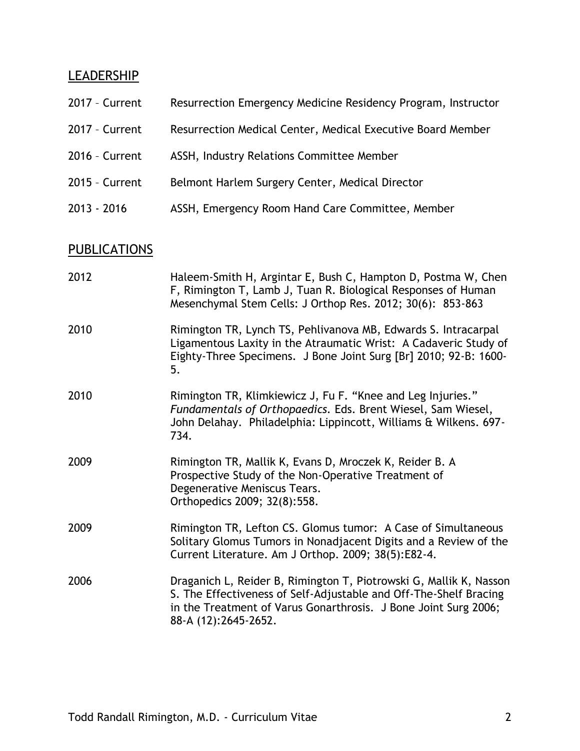## LEADERSHIP

| | |
|---|---|
| 2017 – Current | Resurrection Emergency Medicine Residency Program, Instructor |
| 2017 – Current | Resurrection Medical Center, Medical Executive Board Member |
| 2016 – Current | ASSH, Industry Relations Committee Member |
| 2015 – Current | Belmont Harlem Surgery Center, Medical Director |
| 2013 - 2016 | ASSH, Emergency Room Hand Care Committee, Member |

## PUBLICATIONS

| | |
|---|---|
| 2012 | Haleem-Smith H, Argintar E, Bush C, Hampton D, Postma W, Chen F, Rimington T, Lamb J, Tuan R. Biological Responses of Human Mesenchymal Stem Cells: J Orthop Res. 2012; 30(6): 853-863 |
| 2010 | Rimington TR, Lynch TS, Pehlivanova MB, Edwards S. Intracarpal Ligamentous Laxity in the Atraumatic Wrist: A Cadaveric Study of Eighty-Three Specimens. J Bone Joint Surg [Br] 2010; 92-B: 1600-5. |
| 2010 | Rimington TR, Klimkiewicz J, Fu F. "Knee and Leg Injuries." *Fundamentals of Orthopaedics*. Eds. Brent Wiesel, Sam Wiesel, John Delahay. Philadelphia: Lippincott, Williams & Wilkens. 697-734. |
| 2009 | Rimington TR, Mallik K, Evans D, Mroczek K, Reider B. A Prospective Study of the Non-Operative Treatment of Degenerative Meniscus Tears. Orthopedics 2009; 32(8):558. |
| 2009 | Rimington TR, Lefton CS. Glomus tumor: A Case of Simultaneous Solitary Glomus Tumors in Nonadjacent Digits and a Review of the Current Literature. Am J Orthop. 2009; 38(5):E82-4. |
| 2006 | Draganich L, Reider B, Rimington T, Piotrowski G, Mallik K, Nasson S. The Effectiveness of Self-Adjustable and Off-The-Shelf Bracing in the Treatment of Varus Gonarthrosis. J Bone Joint Surg 2006; 88-A (12):2645-2652. |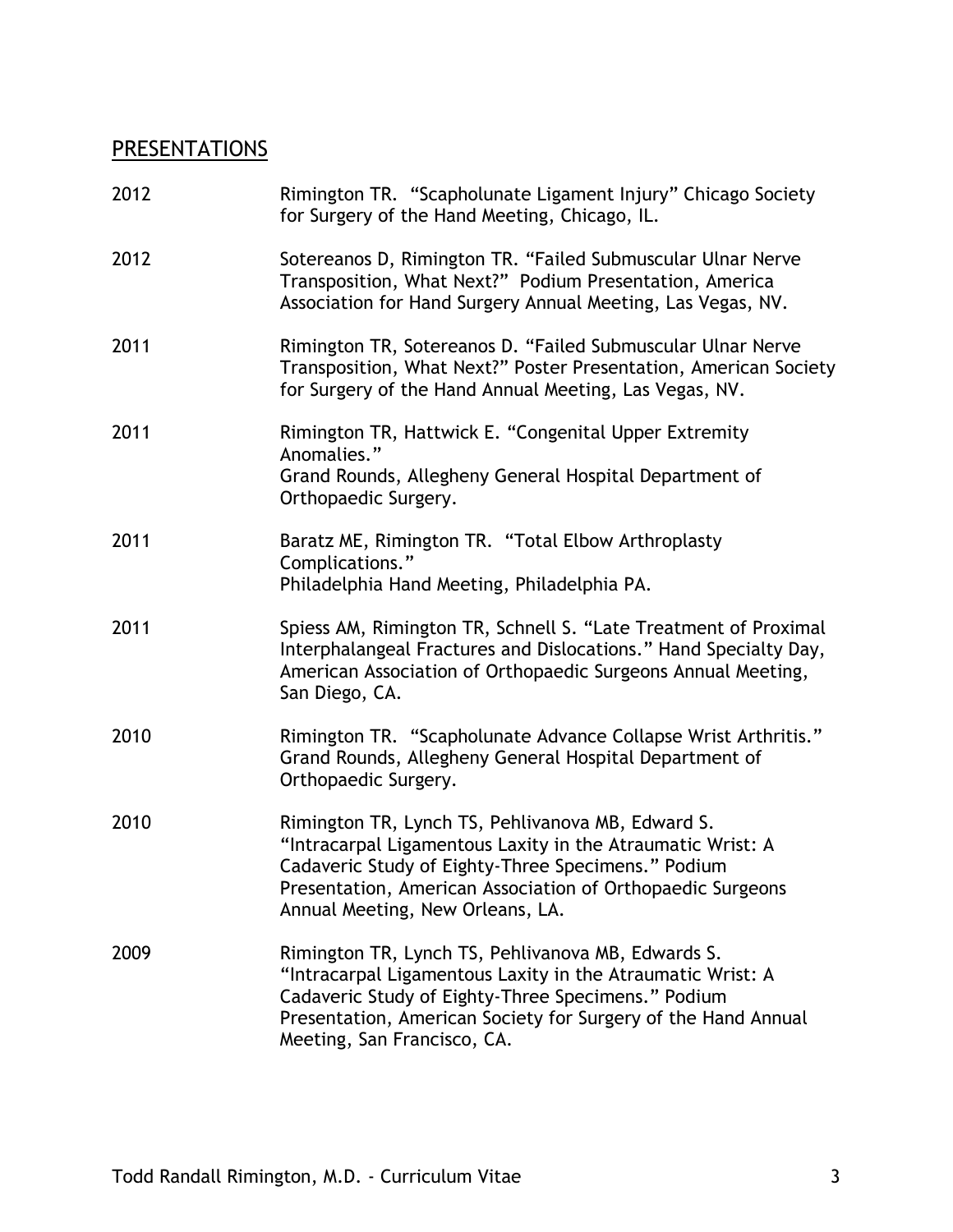## PRESENTATIONS

2012 Rimington TR. "Scapholunate Ligament Injury" Chicago Society for Surgery of the Hand Meeting, Chicago, IL.

2012 Sotereanos D, Rimington TR. "Failed Submuscular Ulnar Nerve Transposition, What Next?" Podium Presentation, America Association for Hand Surgery Annual Meeting, Las Vegas, NV.

2011 Rimington TR, Sotereanos D. "Failed Submuscular Ulnar Nerve Transposition, What Next?" Poster Presentation, American Society for Surgery of the Hand Annual Meeting, Las Vegas, NV.

2011 Rimington TR, Hattwick E. "Congenital Upper Extremity Anomalies."
Grand Rounds, Allegheny General Hospital Department of Orthopaedic Surgery.

2011 Baratz ME, Rimington TR. "Total Elbow Arthroplasty Complications."
Philadelphia Hand Meeting, Philadelphia PA.

2011 Spiess AM, Rimington TR, Schnell S. "Late Treatment of Proximal Interphalangeal Fractures and Dislocations." Hand Specialty Day, American Association of Orthopaedic Surgeons Annual Meeting, San Diego, CA.

2010 Rimington TR. "Scapholunate Advance Collapse Wrist Arthritis." Grand Rounds, Allegheny General Hospital Department of Orthopaedic Surgery.

2010 Rimington TR, Lynch TS, Pehlivanova MB, Edward S. "Intracarpal Ligamentous Laxity in the Atraumatic Wrist: A Cadaveric Study of Eighty-Three Specimens." Podium Presentation, American Association of Orthopaedic Surgeons Annual Meeting, New Orleans, LA.

2009 Rimington TR, Lynch TS, Pehlivanova MB, Edwards S. "Intracarpal Ligamentous Laxity in the Atraumatic Wrist: A Cadaveric Study of Eighty-Three Specimens." Podium Presentation, American Society for Surgery of the Hand Annual Meeting, San Francisco, CA.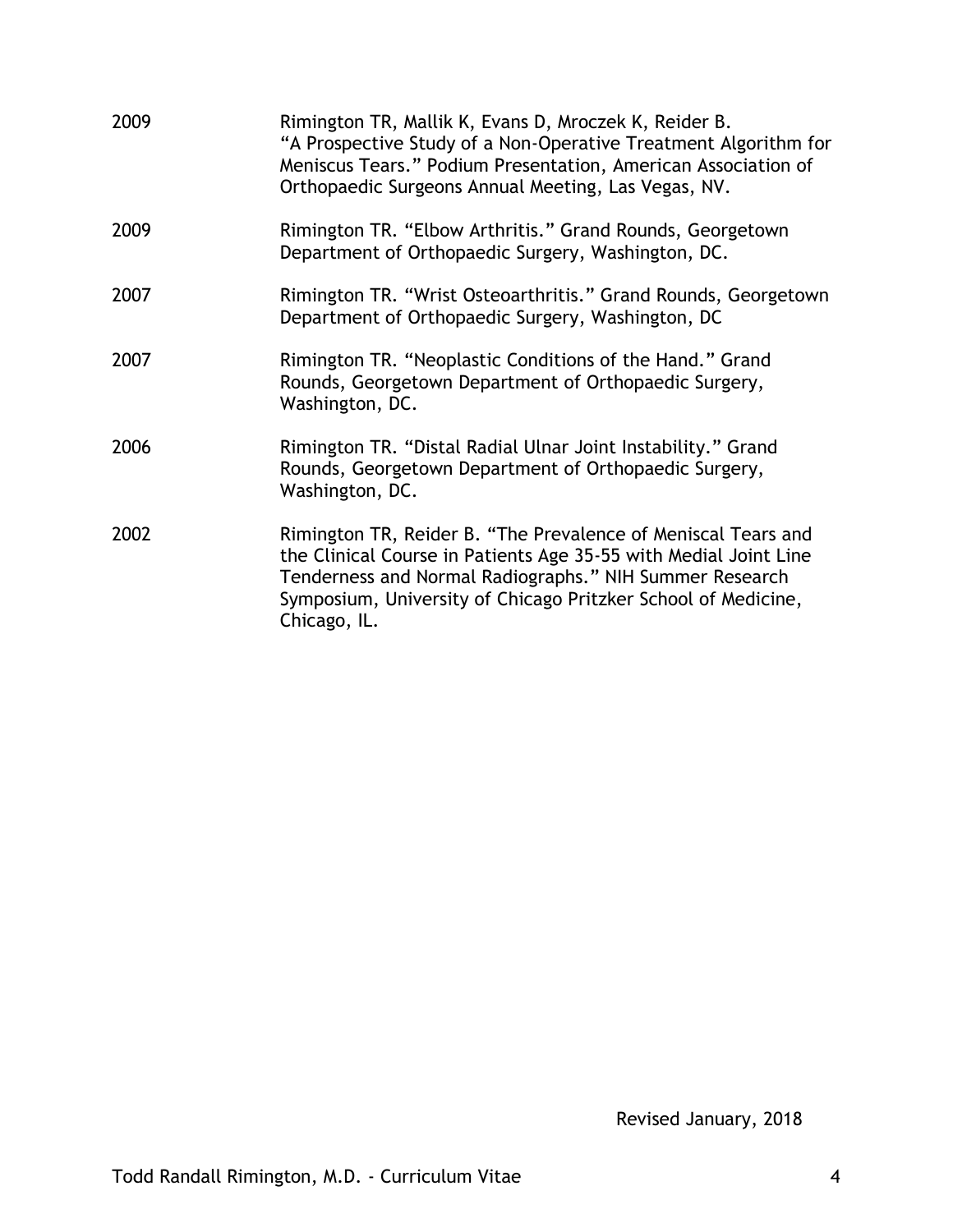2009 Rimington TR, Mallik K, Evans D, Mroczek K, Reider B. "A Prospective Study of a Non-Operative Treatment Algorithm for Meniscus Tears." Podium Presentation, American Association of Orthopaedic Surgeons Annual Meeting, Las Vegas, NV.

2009 Rimington TR. "Elbow Arthritis." Grand Rounds, Georgetown Department of Orthopaedic Surgery, Washington, DC.

2007 Rimington TR. "Wrist Osteoarthritis." Grand Rounds, Georgetown Department of Orthopaedic Surgery, Washington, DC

2007 Rimington TR. "Neoplastic Conditions of the Hand." Grand Rounds, Georgetown Department of Orthopaedic Surgery, Washington, DC.

2006 Rimington TR. "Distal Radial Ulnar Joint Instability." Grand Rounds, Georgetown Department of Orthopaedic Surgery, Washington, DC.

2002 Rimington TR, Reider B. "The Prevalence of Meniscal Tears and the Clinical Course in Patients Age 35-55 with Medial Joint Line Tenderness and Normal Radiographs." NIH Summer Research Symposium, University of Chicago Pritzker School of Medicine, Chicago, IL.

Revised January, 2018